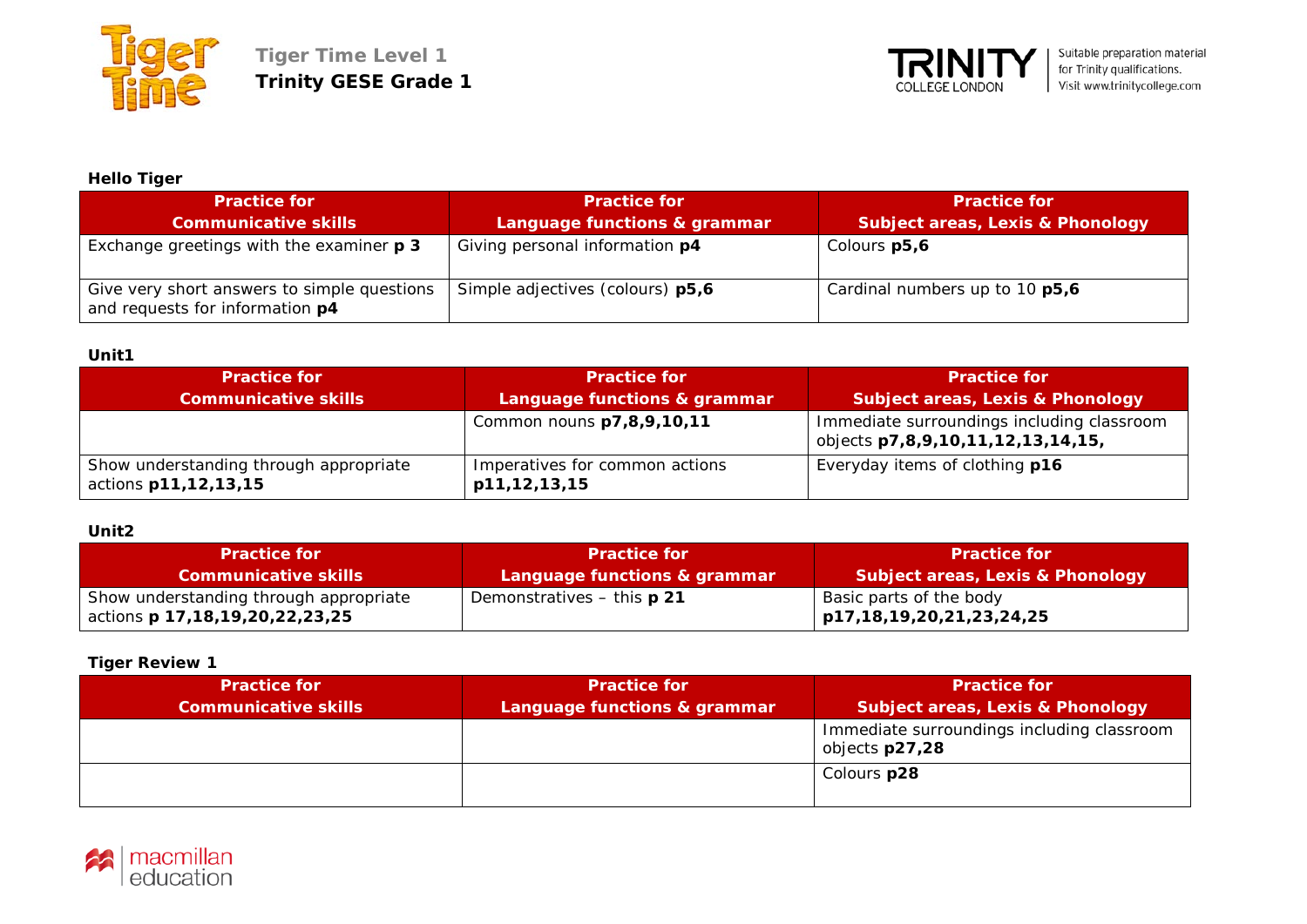**Tiger Time Level 1**
**Trinity GESE Grade 1**

Suitable preparation material for Trinity qualifications. Visit www.trinitycollege.com

### Hello Tiger

| Practice for Communicative skills | Practice for Language functions & grammar | Practice for Subject areas, Lexis & Phonology |
|---|---|---|
| Exchange greetings with the examiner **p 3** | Giving personal information **p4** | Colours **p5,6** |
| Give very short answers to simple questions and requests for information **p4** | Simple adjectives (colours) **p5,6** | Cardinal numbers up to 10 **p5,6** |

### Unit1

| Practice for Communicative skills | Practice for Language functions & grammar | Practice for Subject areas, Lexis & Phonology |
|---|---|---|
| | Common nouns **p7,8,9,10,11** | Immediate surroundings including classroom objects **p7,8,9,10,11,12,13,14,15,** |
| Show understanding through appropriate actions **p11,12,13,15** | Imperatives for common actions **p11,12,13,15** | Everyday items of clothing **p16** |

### Unit2

| Practice for Communicative skills | Practice for Language functions & grammar | Practice for Subject areas, Lexis & Phonology |
|---|---|---|
| Show understanding through appropriate actions **p 17,18,19,20,22,23,25** | Demonstratives – this **p 21** | Basic parts of the body **p17,18,19,20,21,23,24,25** |

### Tiger Review 1

| Practice for Communicative skills | Practice for Language functions & grammar | Practice for Subject areas, Lexis & Phonology |
|---|---|---|
| | | Immediate surroundings including classroom objects **p27,28** |
| | | Colours **p28** |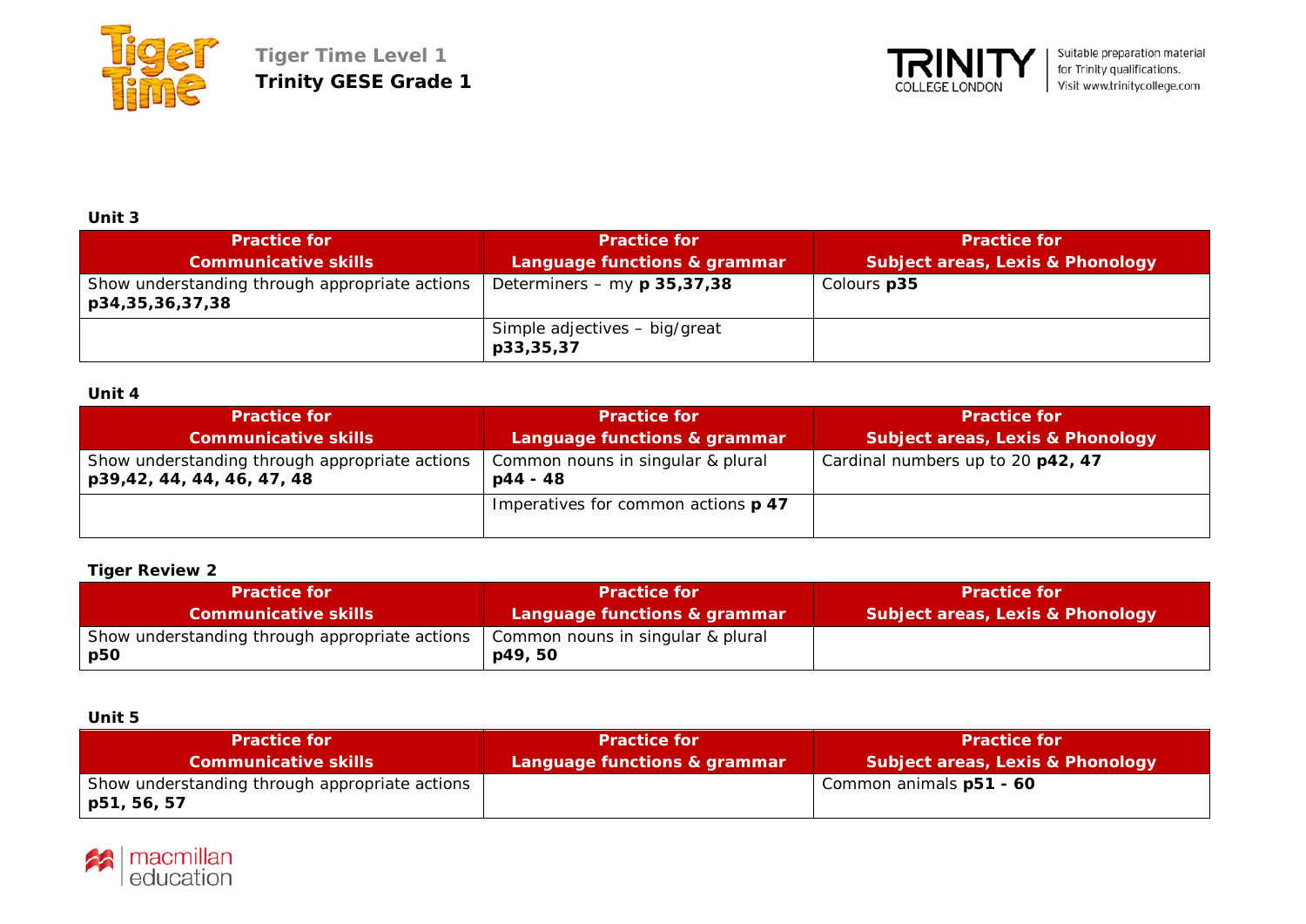**Unit 3**

| Practice for Communicative skills | Practice for Language functions & grammar | Practice for Subject areas, Lexis & Phonology |
|---|---|---|
| Show understanding through appropriate actions **p34,35,36,37,38** | Determiners – my **p 35,37,38** | Colours **p35** |
| | Simple adjectives – big/great **p33,35,37** | |

**Unit 4**

| Practice for Communicative skills | Practice for Language functions & grammar | Practice for Subject areas, Lexis & Phonology |
|---|---|---|
| Show understanding through appropriate actions **p39,42, 44, 44, 46, 47, 48** | Common nouns in singular & plural **p44 - 48** | Cardinal numbers up to 20 **p42, 47** |
| | Imperatives for common actions **p 47** | |

**Tiger Review 2**

| Practice for Communicative skills | Practice for Language functions & grammar | Practice for Subject areas, Lexis & Phonology |
|---|---|---|
| Show understanding through appropriate actions **p50** | Common nouns in singular & plural **p49, 50** | |

**Unit 5**

| Practice for Communicative skills | Practice for Language functions & grammar | Practice for Subject areas, Lexis & Phonology |
|---|---|---|
| Show understanding through appropriate actions **p51, 56, 57** | | Common animals **p51 - 60** |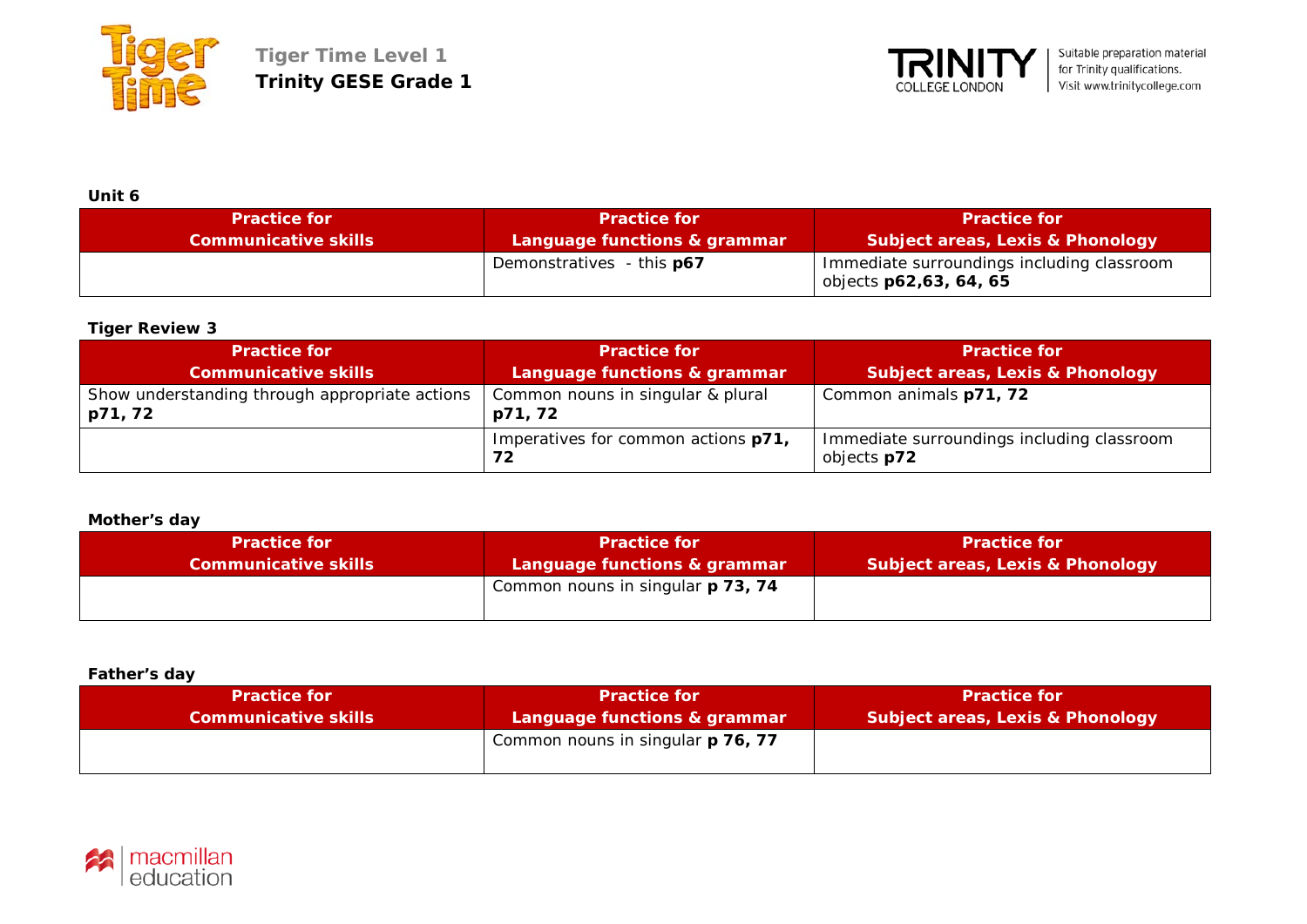**Tiger Time Level 1**
**Trinity GESE Grade 1**

Suitable preparation material for Trinity qualifications.
Visit www.trinitycollege.com

**Unit 6**

| Practice for Communicative skills | Practice for Language functions & grammar | Practice for Subject areas, Lexis & Phonology |
|---|---|---|
| | Demonstratives - this **p67** | Immediate surroundings including classroom objects **p62,63, 64, 65** |

**Tiger Review 3**

| Practice for Communicative skills | Practice for Language functions & grammar | Practice for Subject areas, Lexis & Phonology |
|---|---|---|
| Show understanding through appropriate actions **p71, 72** | Common nouns in singular & plural **p71, 72** | Common animals **p71, 72** |
| | Imperatives for common actions **p71, 72** | Immediate surroundings including classroom objects **p72** |

**Mother's day**

| Practice for Communicative skills | Practice for Language functions & grammar | Practice for Subject areas, Lexis & Phonology |
|---|---|---|
| | Common nouns in singular **p 73, 74** | |

**Father's day**

| Practice for Communicative skills | Practice for Language functions & grammar | Practice for Subject areas, Lexis & Phonology |
|---|---|---|
| | Common nouns in singular **p 76, 77** | |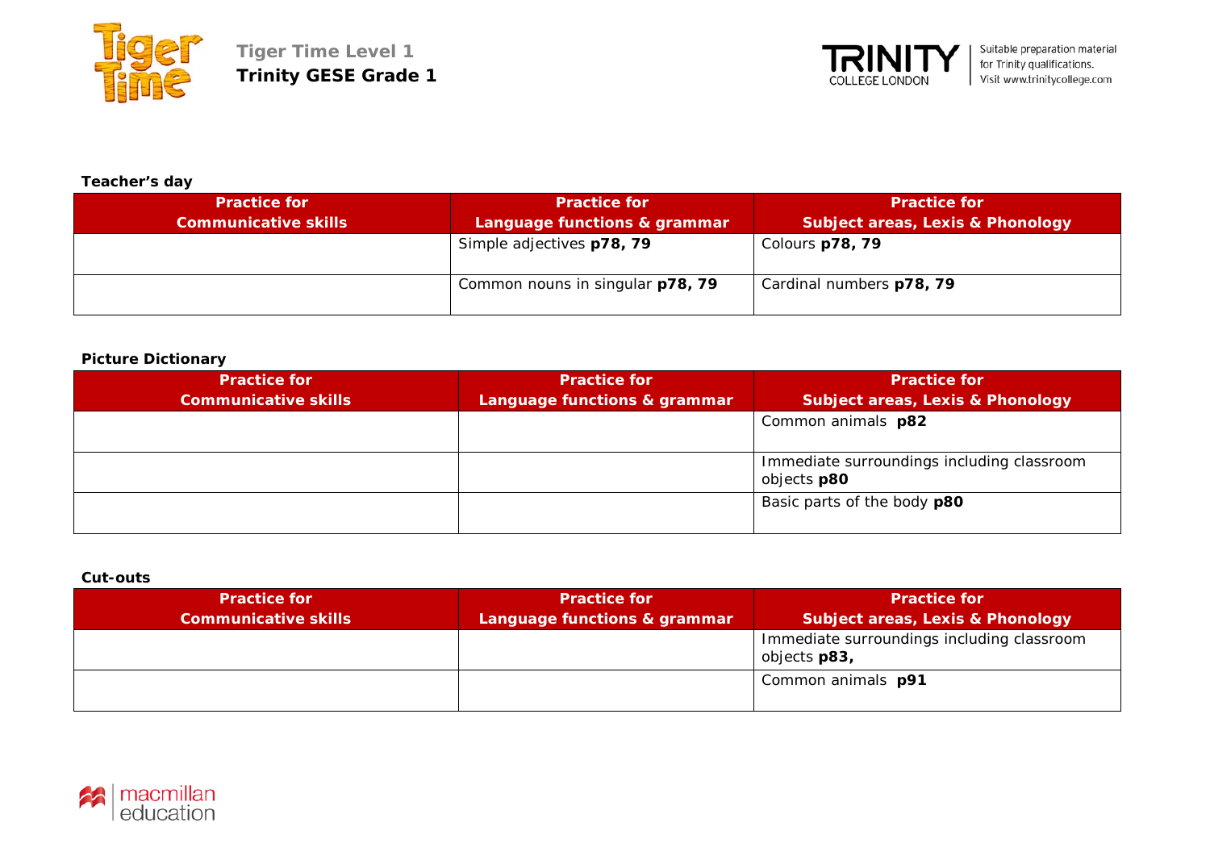**Teacher's day**

| Practice for Communicative skills | Practice for Language functions & grammar | Practice for Subject areas, Lexis & Phonology |
|---|---|---|
| | Simple adjectives **p78, 79** | Colours **p78, 79** |
| | Common nouns in singular **p78, 79** | Cardinal numbers **p78, 79** |

**Picture Dictionary**

| Practice for Communicative skills | Practice for Language functions & grammar | Practice for Subject areas, Lexis & Phonology |
|---|---|---|
| | | Common animals **p82** |
| | | Immediate surroundings including classroom objects **p80** |
| | | Basic parts of the body **p80** |

**Cut-outs**

| Practice for Communicative skills | Practice for Language functions & grammar | Practice for Subject areas, Lexis & Phonology |
|---|---|---|
| | | Immediate surroundings including classroom objects **p83,** |
| | | Common animals **p91** |